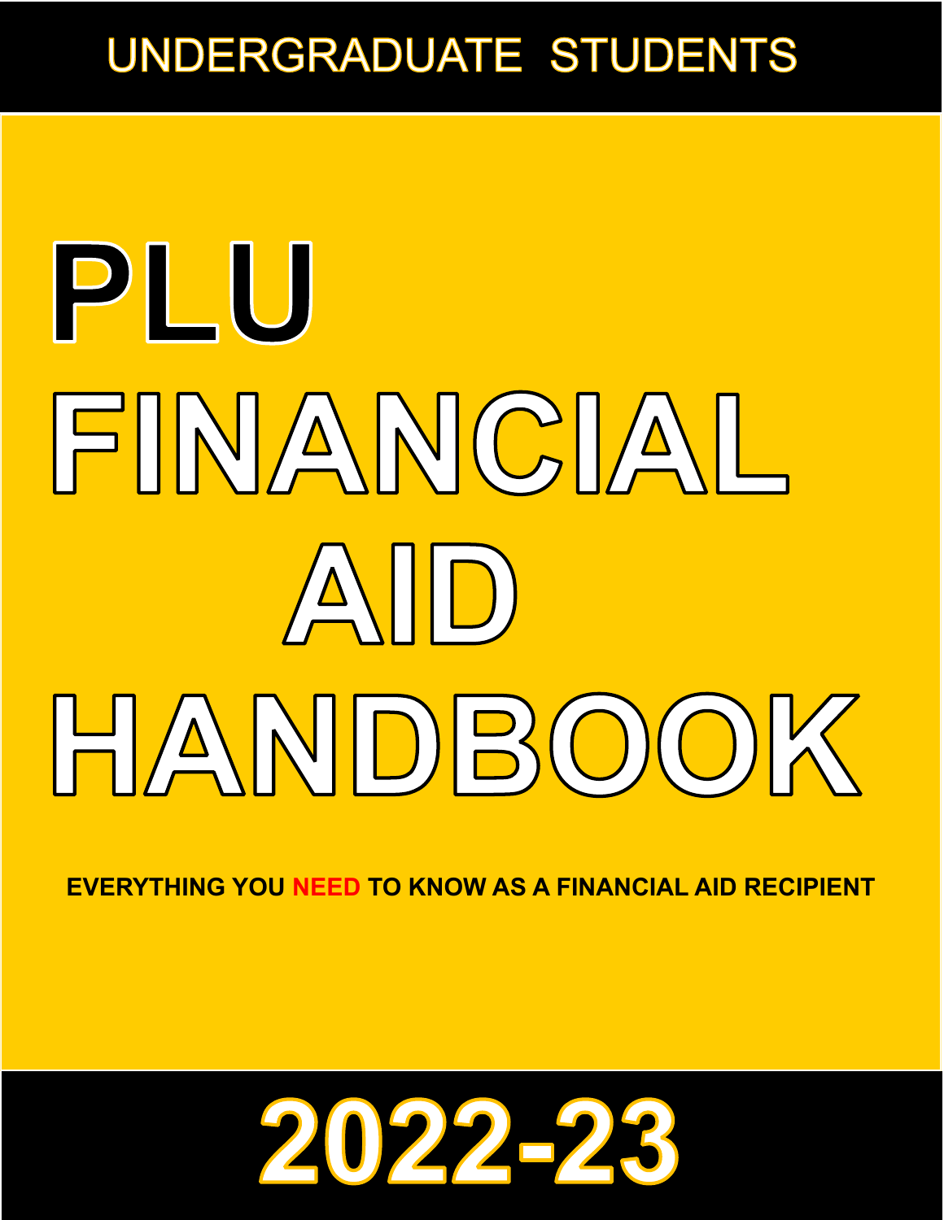UNDERGRADUATE STUDENTS

# PLU FINANCIAL AID HANDBOOK

**EVERYTHING YOU NEED TO KNOW AS A FINANCIAL AID RECIPIENT**

## 2022-23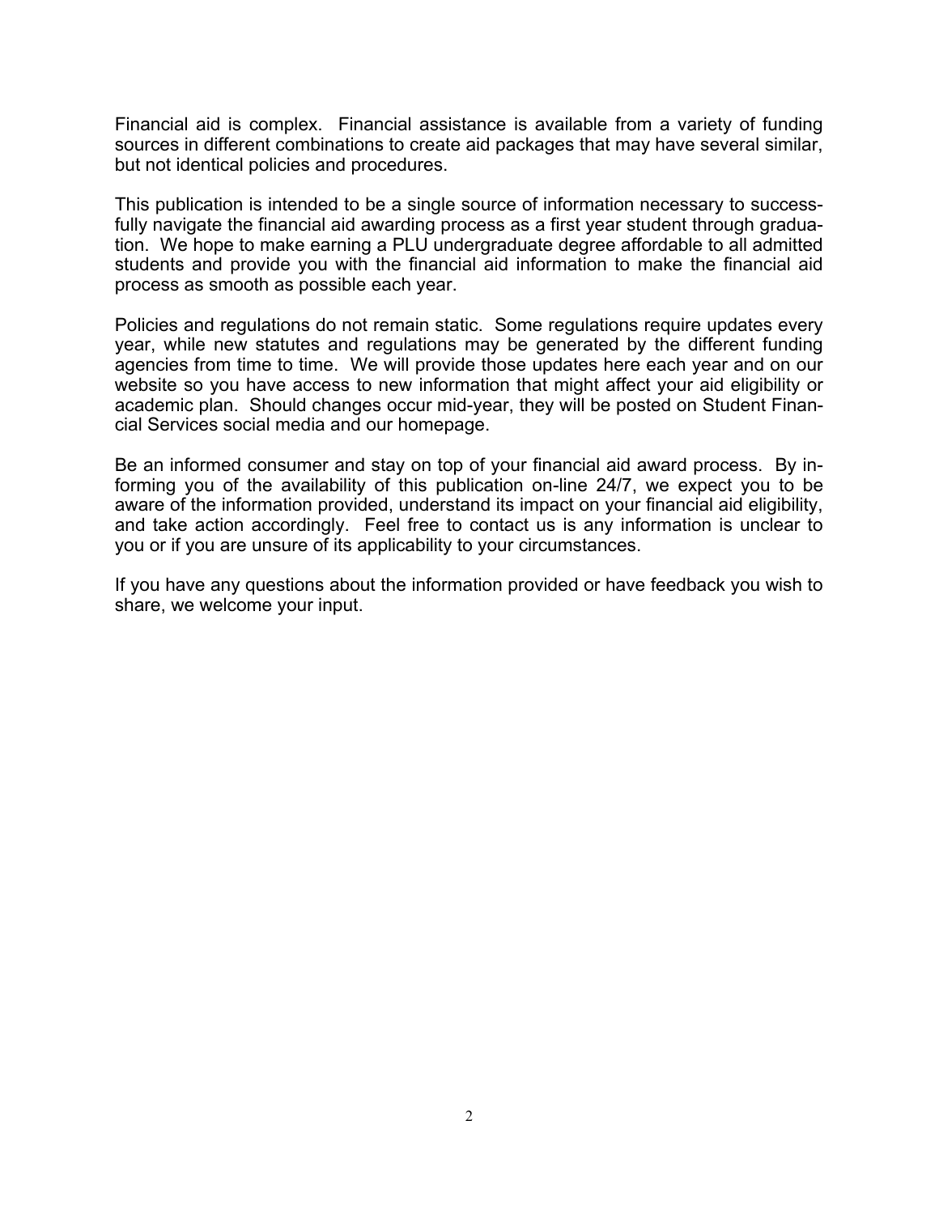Financial aid is complex. Financial assistance is available from a variety of funding sources in different combinations to create aid packages that may have several similar, but not identical policies and procedures.

This publication is intended to be a single source of information necessary to successfully navigate the financial aid awarding process as a first year student through graduation. We hope to make earning a PLU undergraduate degree affordable to all admitted students and provide you with the financial aid information to make the financial aid process as smooth as possible each year.

Policies and regulations do not remain static. Some regulations require updates every year, while new statutes and regulations may be generated by the different funding agencies from time to time. We will provide those updates here each year and on our website so you have access to new information that might affect your aid eligibility or academic plan. Should changes occur mid-year, they will be posted on Student Financial Services social media and our homepage.

Be an informed consumer and stay on top of your financial aid award process. By informing you of the availability of this publication on-line 24/7, we expect you to be aware of the information provided, understand its impact on your financial aid eligibility, and take action accordingly. Feel free to contact us is any information is unclear to you or if you are unsure of its applicability to your circumstances.

If you have any questions about the information provided or have feedback you wish to share, we welcome your input.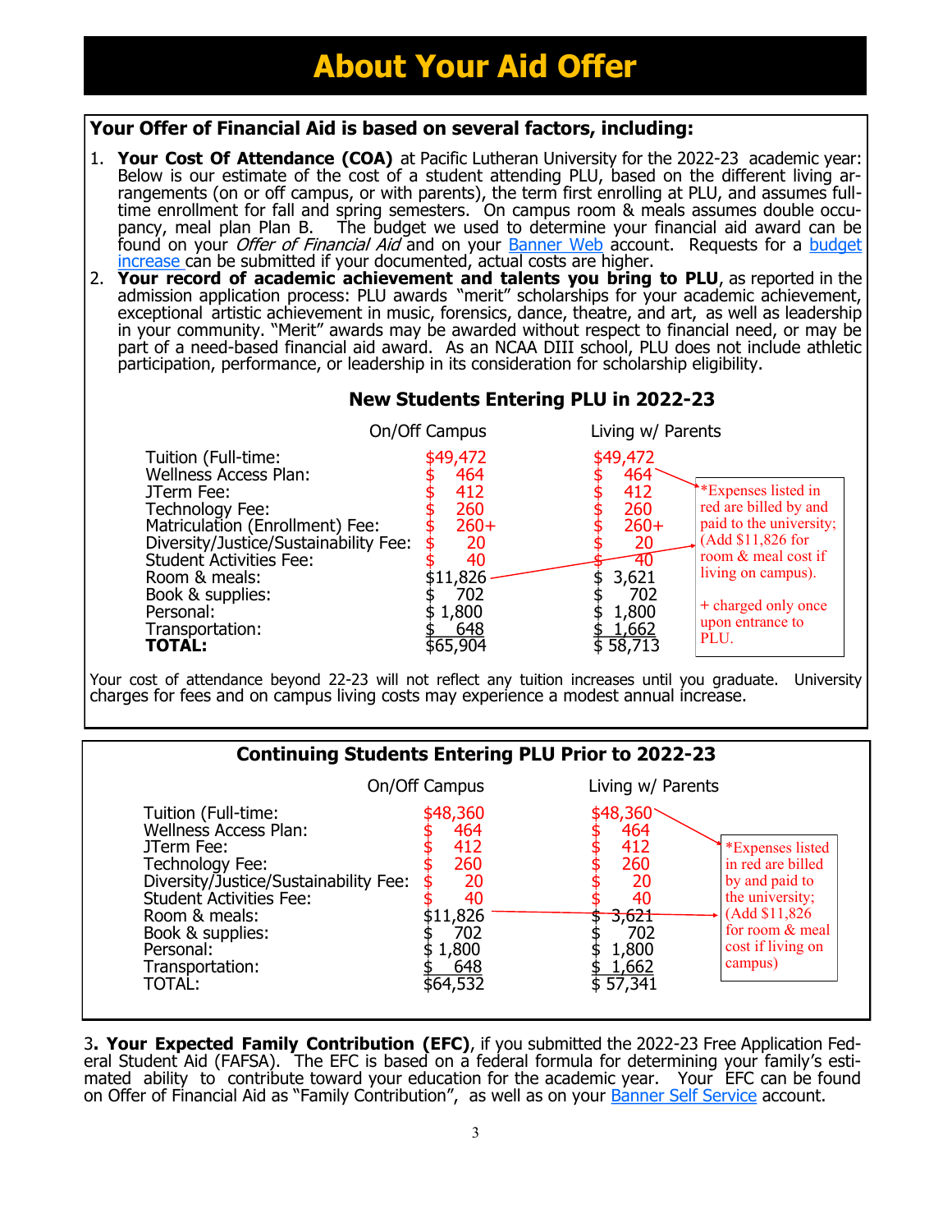# About Your Aid Offer

**Your Offer of Financial Aid is based on several factors, including:**

1. **Your Cost Of Attendance (COA)** at Pacific Lutheran University for the 2022-23 academic year: Below is our estimate of the cost of a student attending PLU, based on the different living arrangements (on or off campus, or with parents), the term first enrolling at PLU, and assumes full-time enrollment for fall and spring semesters. On campus room & meals assumes double occupancy, meal plan Plan B. The budget we used to determine your financial aid award can be found on your *Offer of Financial Aid* and on your Banner Web account. Requests for a budget increase can be submitted if your documented, actual costs are higher.
2. **Your record of academic achievement and talents you bring to PLU**, as reported in the admission application process: PLU awards "merit" scholarships for your academic achievement, exceptional artistic achievement in music, forensics, dance, theatre, and art, as well as leadership in your community. "Merit" awards may be awarded without respect to financial need, or may be part of a need-based financial aid award. As an NCAA DIII school, PLU does not include athletic participation, performance, or leadership in its consideration for scholarship eligibility.

### New Students Entering PLU in 2022-23

| | On/Off Campus | Living w/ Parents |
|---|---|---|
| Tuition (Full-time: | $49,472 | $49,472 |
| Wellness Access Plan: | $ 464 | $ 464 |
| JTerm Fee: | $ 412 | $ 412 |
| Technology Fee: | $ 260 | $ 260 |
| Matriculation (Enrollment) Fee: | $ 260+ | $ 260+ |
| Diversity/Justice/Sustainability Fee: | $ 20 | $ 20 |
| Student Activities Fee: | $ 40 | $ 40 |
| Room & meals: | $11,826 | $ 3,621 |
| Book & supplies: | $ 702 | $ 702 |
| Personal: | $ 1,800 | $ 1,800 |
| Transportation: | $ 648 | $ 1,662 |
| **TOTAL:** | $65,904 | $ 58,713 |

*Expenses listed in red are billed by and paid to the university; (Add $11,826 for room & meal cost if living on campus).

+ charged only once upon entrance to PLU.

Your cost of attendance beyond 22-23 will not reflect any tuition increases until you graduate. University charges for fees and on campus living costs may experience a modest annual increase.

### Continuing Students Entering PLU Prior to 2022-23

| | On/Off Campus | Living w/ Parents |
|---|---|---|
| Tuition (Full-time: | $48,360 | $48,360 |
| Wellness Access Plan: | $ 464 | $ 464 |
| JTerm Fee: | $ 412 | $ 412 |
| Technology Fee: | $ 260 | $ 260 |
| Diversity/Justice/Sustainability Fee: | $ 20 | $ 20 |
| Student Activities Fee: | $ 40 | $ 40 |
| Room & meals: | $11,826 | $ 3,621 |
| Book & supplies: | $ 702 | $ 702 |
| Personal: | $ 1,800 | $ 1,800 |
| Transportation: | $ 648 | $ 1,662 |
| TOTAL: | $64,532 | $ 57,341 |

*Expenses listed in red are billed by and paid to the university; (Add $11,826 for room & meal cost if living on campus)

3. **Your Expected Family Contribution (EFC)**, if you submitted the 2022-23 Free Application Federal Student Aid (FAFSA). The EFC is based on a federal formula for determining your family's estimated ability to contribute toward your education for the academic year. Your EFC can be found on Offer of Financial Aid as "Family Contribution", as well as on your Banner Self Service account.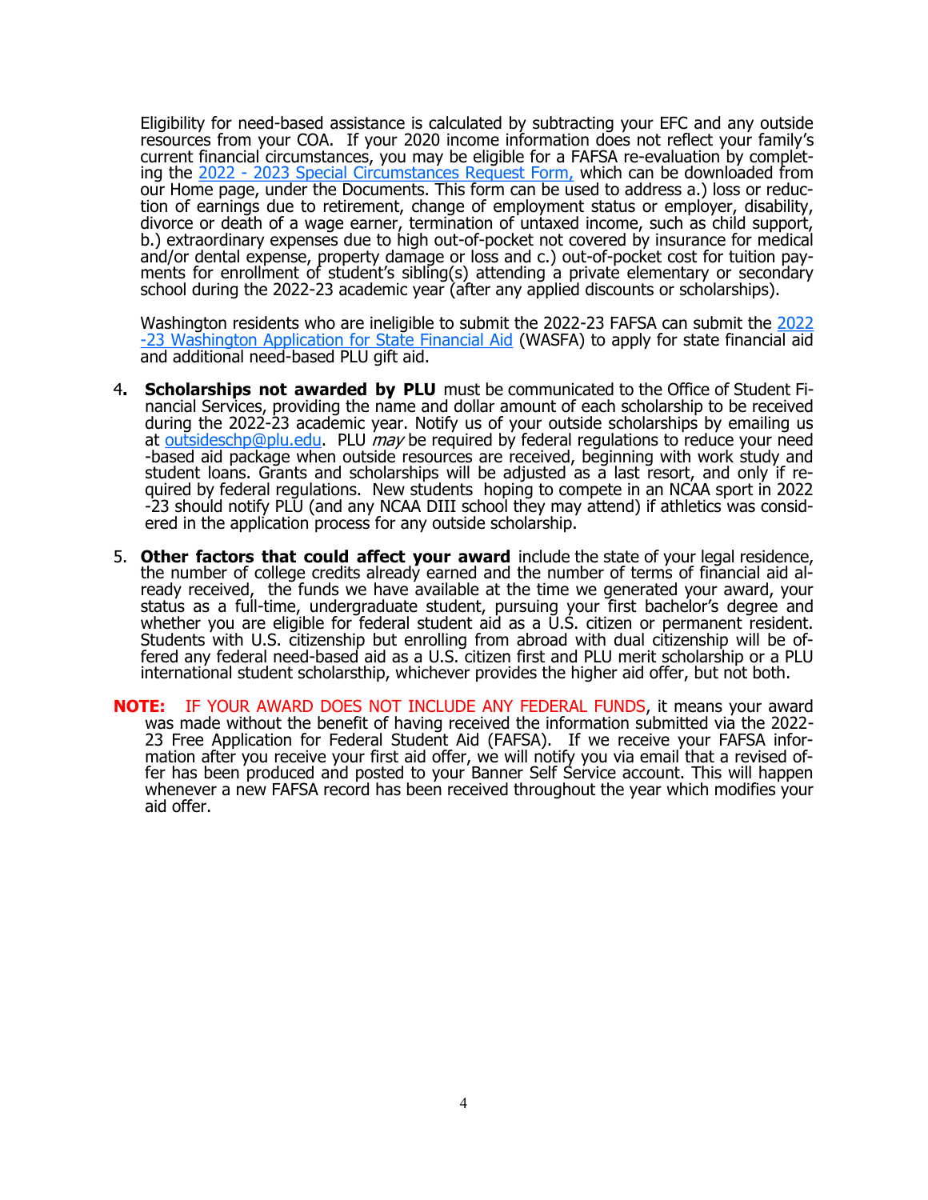Eligibility for need-based assistance is calculated by subtracting your EFC and any outside resources from your COA. If your 2020 income information does not reflect your family's current financial circumstances, you may be eligible for a FAFSA re-evaluation by completing the [2022 - 2023 Special Circumstances Request Form,] which can be downloaded from our Home page, under the Documents. This form can be used to address a.) loss or reduction of earnings due to retirement, change of employment status or employer, disability, divorce or death of a wage earner, termination of untaxed income, such as child support, b.) extraordinary expenses due to high out-of-pocket not covered by insurance for medical and/or dental expense, property damage or loss and c.) out-of-pocket cost for tuition payments for enrollment of student's sibling(s) attending a private elementary or secondary school during the 2022-23 academic year (after any applied discounts or scholarships).

Washington residents who are ineligible to submit the 2022-23 FAFSA can submit the [2022-23 Washington Application for State Financial Aid] (WASFA) to apply for state financial aid and additional need-based PLU gift aid.

4. **Scholarships not awarded by PLU** must be communicated to the Office of Student Financial Services, providing the name and dollar amount of each scholarship to be received during the 2022-23 academic year. Notify us of your outside scholarships by emailing us at outsideschp@plu.edu. PLU *may* be required by federal regulations to reduce your need-based aid package when outside resources are received, beginning with work study and student loans. Grants and scholarships will be adjusted as a last resort, and only if required by federal regulations. New students hoping to compete in an NCAA sport in 2022-23 should notify PLU (and any NCAA DIII school they may attend) if athletics was considered in the application process for any outside scholarship.

5. **Other factors that could affect your award** include the state of your legal residence, the number of college credits already earned and the number of terms of financial aid already received, the funds we have available at the time we generated your award, your status as a full-time, undergraduate student, pursuing your first bachelor's degree and whether you are eligible for federal student aid as a U.S. citizen or permanent resident. Students with U.S. citizenship but enrolling from abroad with dual citizenship will be offered any federal need-based aid as a U.S. citizen first and PLU merit scholarship or a PLU international student scholarsthip, whichever provides the higher aid offer, but not both.

**NOTE:** IF YOUR AWARD DOES NOT INCLUDE ANY FEDERAL FUNDS, it means your award was made without the benefit of having received the information submitted via the 2022-23 Free Application for Federal Student Aid (FAFSA). If we receive your FAFSA information after you receive your first aid offer, we will notify you via email that a revised offer has been produced and posted to your Banner Self Service account. This will happen whenever a new FAFSA record has been received throughout the year which modifies your aid offer.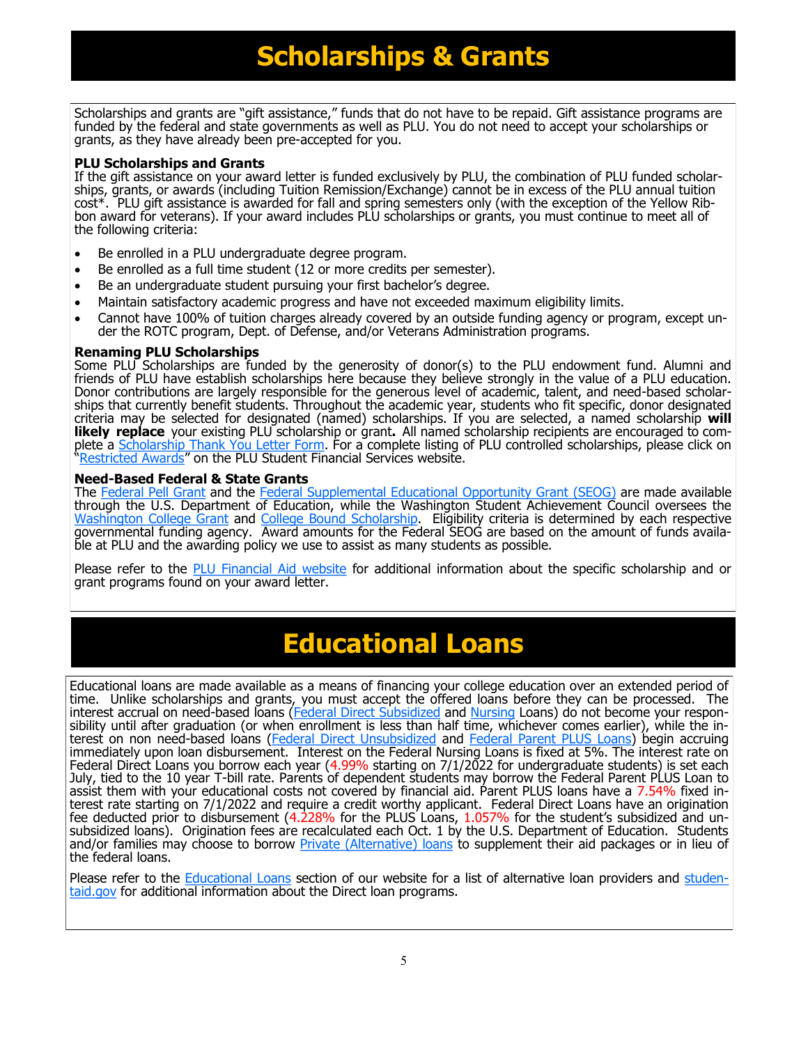# Scholarships & Grants

Scholarships and grants are "gift assistance," funds that do not have to be repaid. Gift assistance programs are funded by the federal and state governments as well as PLU. You do not need to accept your scholarships or grants, as they have already been pre-accepted for you.

**PLU Scholarships and Grants**
If the gift assistance on your award letter is funded exclusively by PLU, the combination of PLU funded scholarships, grants, or awards (including Tuition Remission/Exchange) cannot be in excess of the PLU annual tuition cost*. PLU gift assistance is awarded for fall and spring semesters only (with the exception of the Yellow Ribbon award for veterans). If your award includes PLU scholarships or grants, you must continue to meet all of the following criteria:

- Be enrolled in a PLU undergraduate degree program.
- Be enrolled as a full time student (12 or more credits per semester).
- Be an undergraduate student pursuing your first bachelor's degree.
- Maintain satisfactory academic progress and have not exceeded maximum eligibility limits.
- Cannot have 100% of tuition charges already covered by an outside funding agency or program, except under the ROTC program, Dept. of Defense, and/or Veterans Administration programs.

**Renaming PLU Scholarships**
Some PLU Scholarships are funded by the generosity of donor(s) to the PLU endowment fund. Alumni and friends of PLU have establish scholarships here because they believe strongly in the value of a PLU education. Donor contributions are largely responsible for the generous level of academic, talent, and need-based scholarships that currently benefit students. Throughout the academic year, students who fit specific, donor designated criteria may be selected for designated (named) scholarships. If you are selected, a named scholarship **will likely replace** your existing PLU scholarship or grant**.** All named scholarship recipients are encouraged to complete a Scholarship Thank You Letter Form. For a complete listing of PLU controlled scholarships, please click on "Restricted Awards" on the PLU Student Financial Services website.

**Need-Based Federal & State Grants**
The Federal Pell Grant and the Federal Supplemental Educational Opportunity Grant (SEOG) are made available through the U.S. Department of Education, while the Washington Student Achievement Council oversees the Washington College Grant and College Bound Scholarship. Eligibility criteria is determined by each respective governmental funding agency. Award amounts for the Federal SEOG are based on the amount of funds available at PLU and the awarding policy we use to assist as many students as possible.

Please refer to the PLU Financial Aid website for additional information about the specific scholarship and or grant programs found on your award letter.

# Educational Loans

Educational loans are made available as a means of financing your college education over an extended period of time. Unlike scholarships and grants, you must accept the offered loans before they can be processed. The interest accrual on need-based loans (Federal Direct Subsidized and Nursing Loans) do not become your responsibility until after graduation (or when enrollment is less than half time, whichever comes earlier), while the interest on non need-based loans (Federal Direct Unsubsidized and Federal Parent PLUS Loans) begin accruing immediately upon loan disbursement. Interest on the Federal Nursing Loans is fixed at 5%. The interest rate on Federal Direct Loans you borrow each year (4.99% starting on 7/1/2022 for undergraduate students) is set each July, tied to the 10 year T-bill rate. Parents of dependent students may borrow the Federal Parent PLUS Loan to assist them with your educational costs not covered by financial aid. Parent PLUS loans have a 7.54% fixed interest rate starting on 7/1/2022 and require a credit worthy applicant. Federal Direct Loans have an origination fee deducted prior to disbursement (4.228% for the PLUS Loans, 1.057% for the student's subsidized and unsubsidized loans). Origination fees are recalculated each Oct. 1 by the U.S. Department of Education. Students and/or families may choose to borrow Private (Alternative) loans to supplement their aid packages or in lieu of the federal loans.

Please refer to the Educational Loans section of our website for a list of alternative loan providers and studentaid.gov for additional information about the Direct loan programs.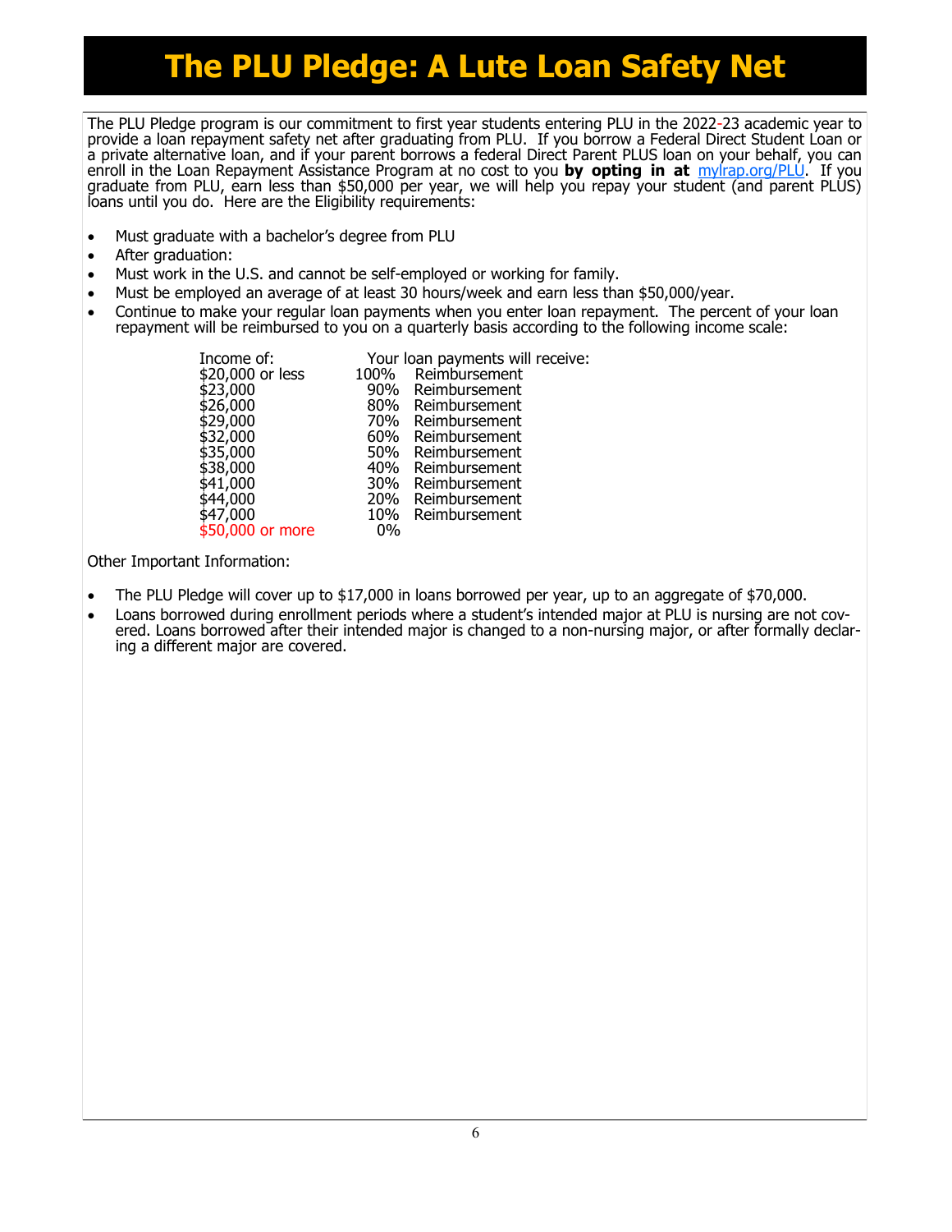# The PLU Pledge: A Lute Loan Safety Net

The PLU Pledge program is our commitment to first year students entering PLU in the 2022-23 academic year to provide a loan repayment safety net after graduating from PLU. If you borrow a Federal Direct Student Loan or a private alternative loan, and if your parent borrows a federal Direct Parent PLUS loan on your behalf, you can enroll in the Loan Repayment Assistance Program at no cost to you **by opting in at** mylrap.org/PLU. If you graduate from PLU, earn less than $50,000 per year, we will help you repay your student (and parent PLUS) loans until you do. Here are the Eligibility requirements:

- Must graduate with a bachelor's degree from PLU
- After graduation:
- Must work in the U.S. and cannot be self-employed or working for family.
- Must be employed an average of at least 30 hours/week and earn less than $50,000/year.
- Continue to make your regular loan payments when you enter loan repayment. The percent of your loan repayment will be reimbursed to you on a quarterly basis according to the following income scale:

| Income of: | Your loan payments will receive: |
|---|---|
| $20,000 or less | 100% Reimbursement |
| $23,000 | 90% Reimbursement |
| $26,000 | 80% Reimbursement |
| $29,000 | 70% Reimbursement |
| $32,000 | 60% Reimbursement |
| $35,000 | 50% Reimbursement |
| $38,000 | 40% Reimbursement |
| $41,000 | 30% Reimbursement |
| $44,000 | 20% Reimbursement |
| $47,000 | 10% Reimbursement |
| $50,000 or more | 0% |

Other Important Information:

- The PLU Pledge will cover up to $17,000 in loans borrowed per year, up to an aggregate of $70,000.
- Loans borrowed during enrollment periods where a student's intended major at PLU is nursing are not covered. Loans borrowed after their intended major is changed to a non-nursing major, or after formally declaring a different major are covered.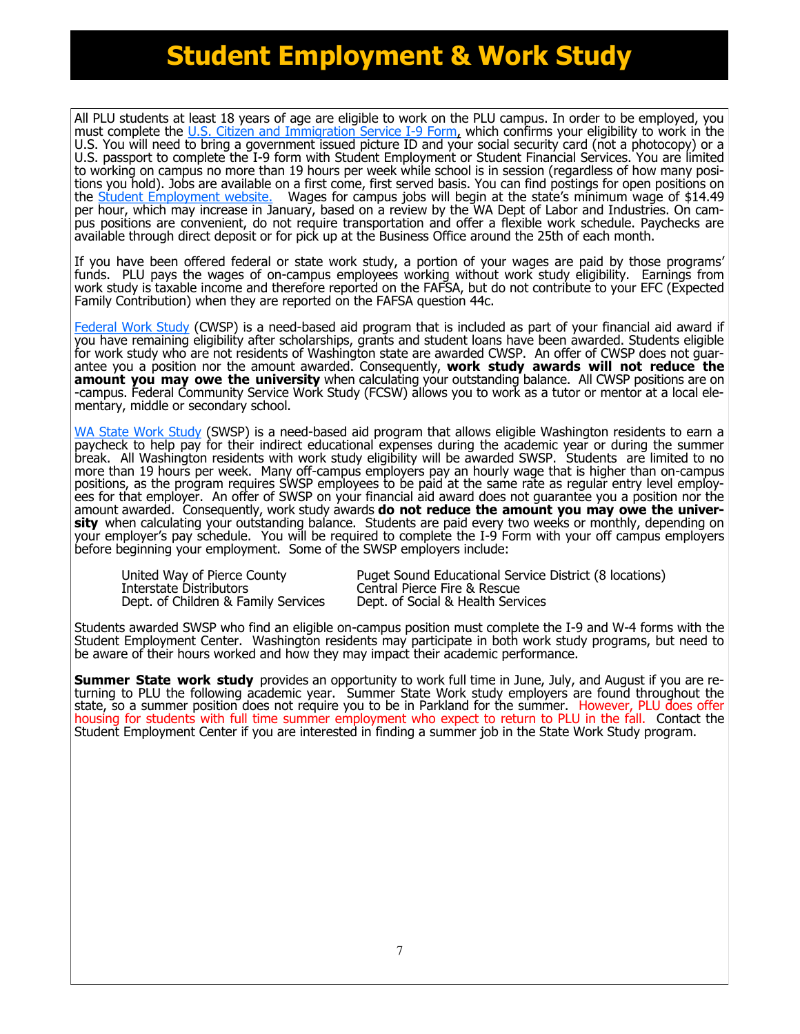# Student Employment & Work Study

All PLU students at least 18 years of age are eligible to work on the PLU campus. In order to be employed, you must complete the U.S. Citizen and Immigration Service I-9 Form, which confirms your eligibility to work in the U.S. You will need to bring a government issued picture ID and your social security card (not a photocopy) or a U.S. passport to complete the I-9 form with Student Employment or Student Financial Services. You are limited to working on campus no more than 19 hours per week while school is in session (regardless of how many positions you hold). Jobs are available on a first come, first served basis. You can find postings for open positions on the Student Employment website. Wages for campus jobs will begin at the state's minimum wage of $14.49 per hour, which may increase in January, based on a review by the WA Dept of Labor and Industries. On campus positions are convenient, do not require transportation and offer a flexible work schedule. Paychecks are available through direct deposit or for pick up at the Business Office around the 25th of each month.

If you have been offered federal or state work study, a portion of your wages are paid by those programs' funds. PLU pays the wages of on-campus employees working without work study eligibility. Earnings from work study is taxable income and therefore reported on the FAFSA, but do not contribute to your EFC (Expected Family Contribution) when they are reported on the FAFSA question 44c.

Federal Work Study (CWSP) is a need-based aid program that is included as part of your financial aid award if you have remaining eligibility after scholarships, grants and student loans have been awarded. Students eligible for work study who are not residents of Washington state are awarded CWSP. An offer of CWSP does not guarantee you a position nor the amount awarded. Consequently, **work study awards will not reduce the amount you may owe the university** when calculating your outstanding balance. All CWSP positions are on-campus. Federal Community Service Work Study (FCSW) allows you to work as a tutor or mentor at a local elementary, middle or secondary school.

WA State Work Study (SWSP) is a need-based aid program that allows eligible Washington residents to earn a paycheck to help pay for their indirect educational expenses during the academic year or during the summer break. All Washington residents with work study eligibility will be awarded SWSP. Students are limited to no more than 19 hours per week. Many off-campus employers pay an hourly wage that is higher than on-campus positions, as the program requires SWSP employees to be paid at the same rate as regular entry level employees for that employer. An offer of SWSP on your financial aid award does not guarantee you a position nor the amount awarded. Consequently, work study awards **do not reduce the amount you may owe the university** when calculating your outstanding balance. Students are paid every two weeks or monthly, depending on your employer's pay schedule. You will be required to complete the I-9 Form with your off campus employers before beginning your employment. Some of the SWSP employers include:

- United Way of Pierce County
- Interstate Distributors
- Dept. of Children & Family Services
- Puget Sound Educational Service District (8 locations)
- Central Pierce Fire & Rescue
- Dept. of Social & Health Services

Students awarded SWSP who find an eligible on-campus position must complete the I-9 and W-4 forms with the Student Employment Center. Washington residents may participate in both work study programs, but need to be aware of their hours worked and how they may impact their academic performance.

**Summer State work study** provides an opportunity to work full time in June, July, and August if you are returning to PLU the following academic year. Summer State Work study employers are found throughout the state, so a summer position does not require you to be in Parkland for the summer. However, PLU does offer housing for students with full time summer employment who expect to return to PLU in the fall. Contact the Student Employment Center if you are interested in finding a summer job in the State Work Study program.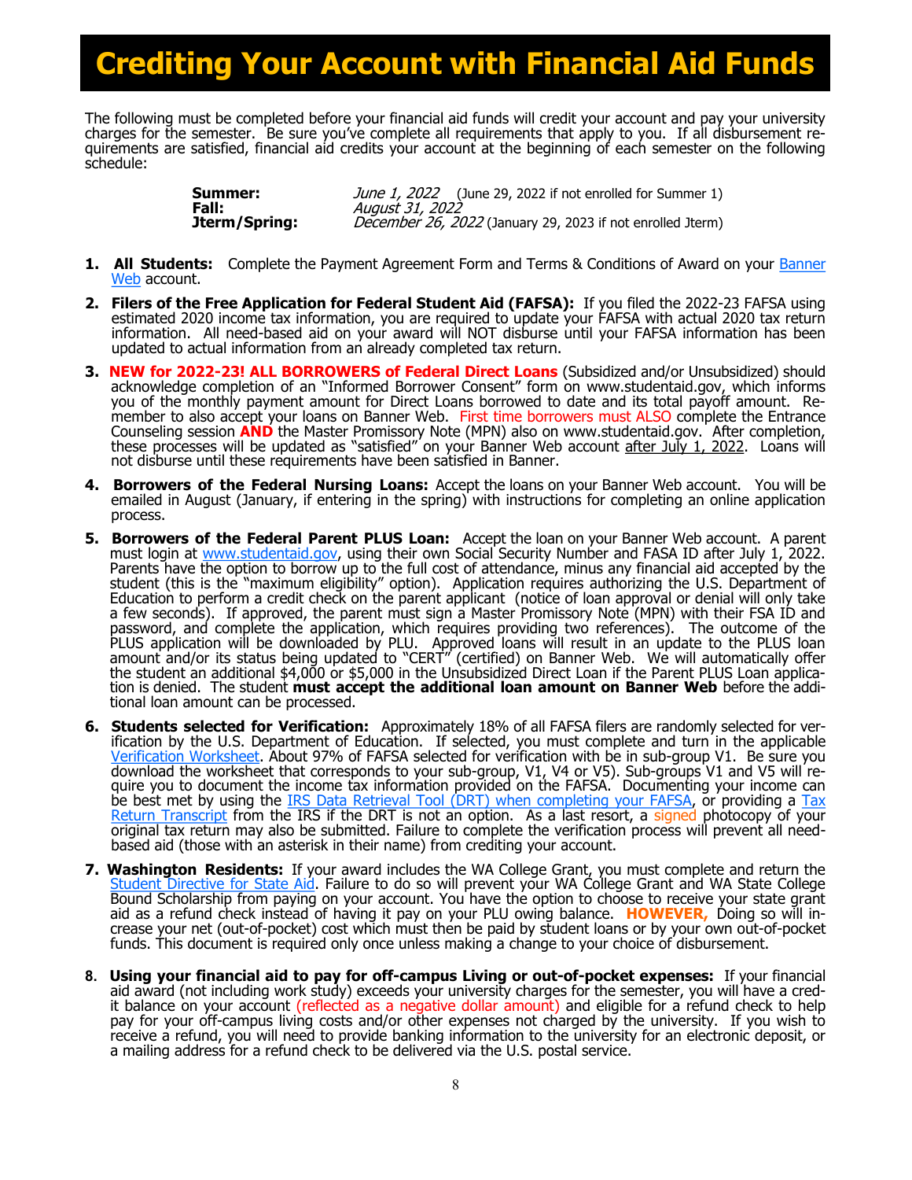# Crediting Your Account with Financial Aid Funds

The following must be completed before your financial aid funds will credit your account and pay your university charges for the semester. Be sure you've complete all requirements that apply to you. If all disbursement requirements are satisfied, financial aid credits your account at the beginning of each semester on the following schedule:

| | |
|---|---|
| **Summer:** | *June 1, 2022* (June 29, 2022 if not enrolled for Summer 1) |
| **Fall:** | *August 31, 2022* |
| **Jterm/Spring:** | *December 26, 2022* (January 29, 2023 if not enrolled Jterm) |

1. **All Students:** Complete the Payment Agreement Form and Terms & Conditions of Award on your Banner Web account.
2. **Filers of the Free Application for Federal Student Aid (FAFSA):** If you filed the 2022-23 FAFSA using estimated 2020 income tax information, you are required to update your FAFSA with actual 2020 tax return information. All need-based aid on your award will NOT disburse until your FAFSA information has been updated to actual information from an already completed tax return.
3. **NEW for 2022-23! ALL BORROWERS of Federal Direct Loans** (Subsidized and/or Unsubsidized) should acknowledge completion of an "Informed Borrower Consent" form on www.studentaid.gov, which informs you of the monthly payment amount for Direct Loans borrowed to date and its total payoff amount. Remember to also accept your loans on Banner Web. First time borrowers must ALSO complete the Entrance Counseling session **AND** the Master Promissory Note (MPN) also on www.studentaid.gov. After completion, these processes will be updated as "satisfied" on your Banner Web account after July 1, 2022. Loans will not disburse until these requirements have been satisfied in Banner.
4. **Borrowers of the Federal Nursing Loans:** Accept the loans on your Banner Web account. You will be emailed in August (January, if entering in the spring) with instructions for completing an online application process.
5. **Borrowers of the Federal Parent PLUS Loan:** Accept the loan on your Banner Web account. A parent must login at www.studentaid.gov, using their own Social Security Number and FASA ID after July 1, 2022. Parents have the option to borrow up to the full cost of attendance, minus any financial aid accepted by the student (this is the "maximum eligibility" option). Application requires authorizing the U.S. Department of Education to perform a credit check on the parent applicant (notice of loan approval or denial will only take a few seconds). If approved, the parent must sign a Master Promissory Note (MPN) with their FSA ID and password, and complete the application, which requires providing two references). The outcome of the PLUS application will be downloaded by PLU. Approved loans will result in an update to the PLUS loan amount and/or its status being updated to "CERT" (certified) on Banner Web. We will automatically offer the student an additional $4,000 or $5,000 in the Unsubsidized Direct Loan if the Parent PLUS Loan application is denied. The student **must accept the additional loan amount on Banner Web** before the additional loan amount can be processed.
6. **Students selected for Verification:** Approximately 18% of all FAFSA filers are randomly selected for verification by the U.S. Department of Education. If selected, you must complete and turn in the applicable Verification Worksheet. About 97% of FAFSA selected for verification with be in sub-group V1. Be sure you download the worksheet that corresponds to your sub-group, V1, V4 or V5). Sub-groups V1 and V5 will require you to document the income tax information provided on the FAFSA. Documenting your income can be best met by using the IRS Data Retrieval Tool (DRT) when completing your FAFSA, or providing a Tax Return Transcript from the IRS if the DRT is not an option. As a last resort, a signed photocopy of your original tax return may also be submitted. Failure to complete the verification process will prevent all need-based aid (those with an asterisk in their name) from crediting your account.
7. **Washington Residents:** If your award includes the WA College Grant, you must complete and return the Student Directive for State Aid. Failure to do so will prevent your WA College Grant and WA State College Bound Scholarship from paying on your account. You have the option to choose to receive your state grant aid as a refund check instead of having it pay on your PLU owing balance. **HOWEVER,** Doing so will increase your net (out-of-pocket) cost which must then be paid by student loans or by your own out-of-pocket funds. This document is required only once unless making a change to your choice of disbursement.
8. **Using your financial aid to pay for off-campus Living or out-of-pocket expenses:** If your financial aid award (not including work study) exceeds your university charges for the semester, you will have a credit balance on your account (reflected as a negative dollar amount) and eligible for a refund check to help pay for your off-campus living costs and/or other expenses not charged by the university. If you wish to receive a refund, you will need to provide banking information to the university for an electronic deposit, or a mailing address for a refund check to be delivered via the U.S. postal service.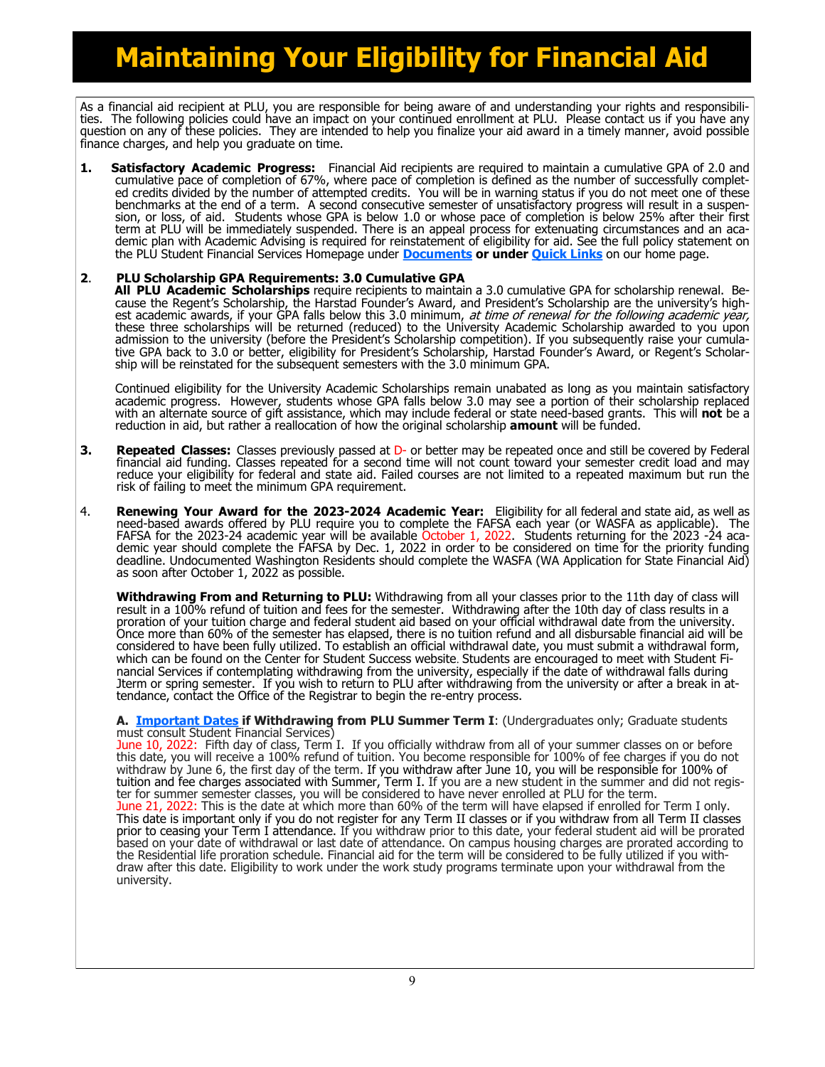# Maintaining Your Eligibility for Financial Aid

As a financial aid recipient at PLU, you are responsible for being aware of and understanding your rights and responsibilities. The following policies could have an impact on your continued enrollment at PLU. Please contact us if you have any question on any of these policies. They are intended to help you finalize your aid award in a timely manner, avoid possible finance charges, and help you graduate on time.

1. **Satisfactory Academic Progress:** Financial Aid recipients are required to maintain a cumulative GPA of 2.0 and cumulative pace of completion of 67%, where pace of completion is defined as the number of successfully completed credits divided by the number of attempted credits. You will be in warning status if you do not meet one of these benchmarks at the end of a term. A second consecutive semester of unsatisfactory progress will result in a suspension, or loss, of aid. Students whose GPA is below 1.0 or whose pace of completion is below 25% after their first term at PLU will be immediately suspended. There is an appeal process for extenuating circumstances and an academic plan with Academic Advising is required for reinstatement of eligibility for aid. See the full policy statement on the PLU Student Financial Services Homepage under **Documents** **or under** **Quick Links** on our home page.

2. **PLU Scholarship GPA Requirements: 3.0 Cumulative GPA**
   **All PLU Academic Scholarships** require recipients to maintain a 3.0 cumulative GPA for scholarship renewal. Because the Regent's Scholarship, the Harstad Founder's Award, and President's Scholarship are the university's highest academic awards, if your GPA falls below this 3.0 minimum, *at time of renewal for the following academic year,* these three scholarships will be returned (reduced) to the University Academic Scholarship awarded to you upon admission to the university (before the President's Scholarship competition). If you subsequently raise your cumulative GPA back to 3.0 or better, eligibility for President's Scholarship, Harstad Founder's Award, or Regent's Scholarship will be reinstated for the subsequent semesters with the 3.0 minimum GPA.

   Continued eligibility for the University Academic Scholarships remain unabated as long as you maintain satisfactory academic progress. However, students whose GPA falls below 3.0 may see a portion of their scholarship replaced with an alternate source of gift assistance, which may include federal or state need-based grants. This will **not** be a reduction in aid, but rather a reallocation of how the original scholarship **amount** will be funded.

3. **Repeated Classes:** Classes previously passed at D- or better may be repeated once and still be covered by Federal financial aid funding. Classes repeated for a second time will not count toward your semester credit load and may reduce your eligibility for federal and state aid. Failed courses are not limited to a repeated maximum but run the risk of failing to meet the minimum GPA requirement.

4. **Renewing Your Award for the 2023-2024 Academic Year:** Eligibility for all federal and state aid, as well as need-based awards offered by PLU require you to complete the FAFSA each year (or WASFA as applicable). The FAFSA for the 2023-24 academic year will be available October 1, 2022. Students returning for the 2023 -24 academic year should complete the FAFSA by Dec. 1, 2022 in order to be considered on time for the priority funding deadline. Undocumented Washington Residents should complete the WASFA (WA Application for State Financial Aid) as soon after October 1, 2022 as possible.

   **Withdrawing From and Returning to PLU:** Withdrawing from all your classes prior to the 11th day of class will result in a 100% refund of tuition and fees for the semester. Withdrawing after the 10th day of class results in a proration of your tuition charge and federal student aid based on your official withdrawal date from the university. Once more than 60% of the semester has elapsed, there is no tuition refund and all disbursable financial aid will be considered to have been fully utilized. To establish an official withdrawal date, you must submit a withdrawal form, which can be found on the Center for Student Success website. Students are encouraged to meet with Student Financial Services if contemplating withdrawing from the university, especially if the date of withdrawal falls during Jterm or spring semester. If you wish to return to PLU after withdrawing from the university or after a break in attendance, contact the Office of the Registrar to begin the re-entry process.

   **A. Important Dates if Withdrawing from PLU Summer Term I**: (Undergraduates only; Graduate students must consult Student Financial Services)
   June 10, 2022: Fifth day of class, Term I. If you officially withdraw from all of your summer classes on or before this date, you will receive a 100% refund of tuition. You become responsible for 100% of fee charges if you do not withdraw by June 6, the first day of the term. If you withdraw after June 10, you will be responsible for 100% of tuition and fee charges associated with Summer, Term I. If you are a new student in the summer and did not register for summer semester classes, you will be considered to have never enrolled at PLU for the term.
   June 21, 2022: This is the date at which more than 60% of the term will have elapsed if enrolled for Term I only. This date is important only if you do not register for any Term II classes or if you withdraw from all Term II classes prior to ceasing your Term I attendance. If you withdraw prior to this date, your federal student aid will be prorated based on your date of withdrawal or last date of attendance. On campus housing charges are prorated according to the Residential life proration schedule. Financial aid for the term will be considered to be fully utilized if you withdraw after this date. Eligibility to work under the work study programs terminate upon your withdrawal from the university.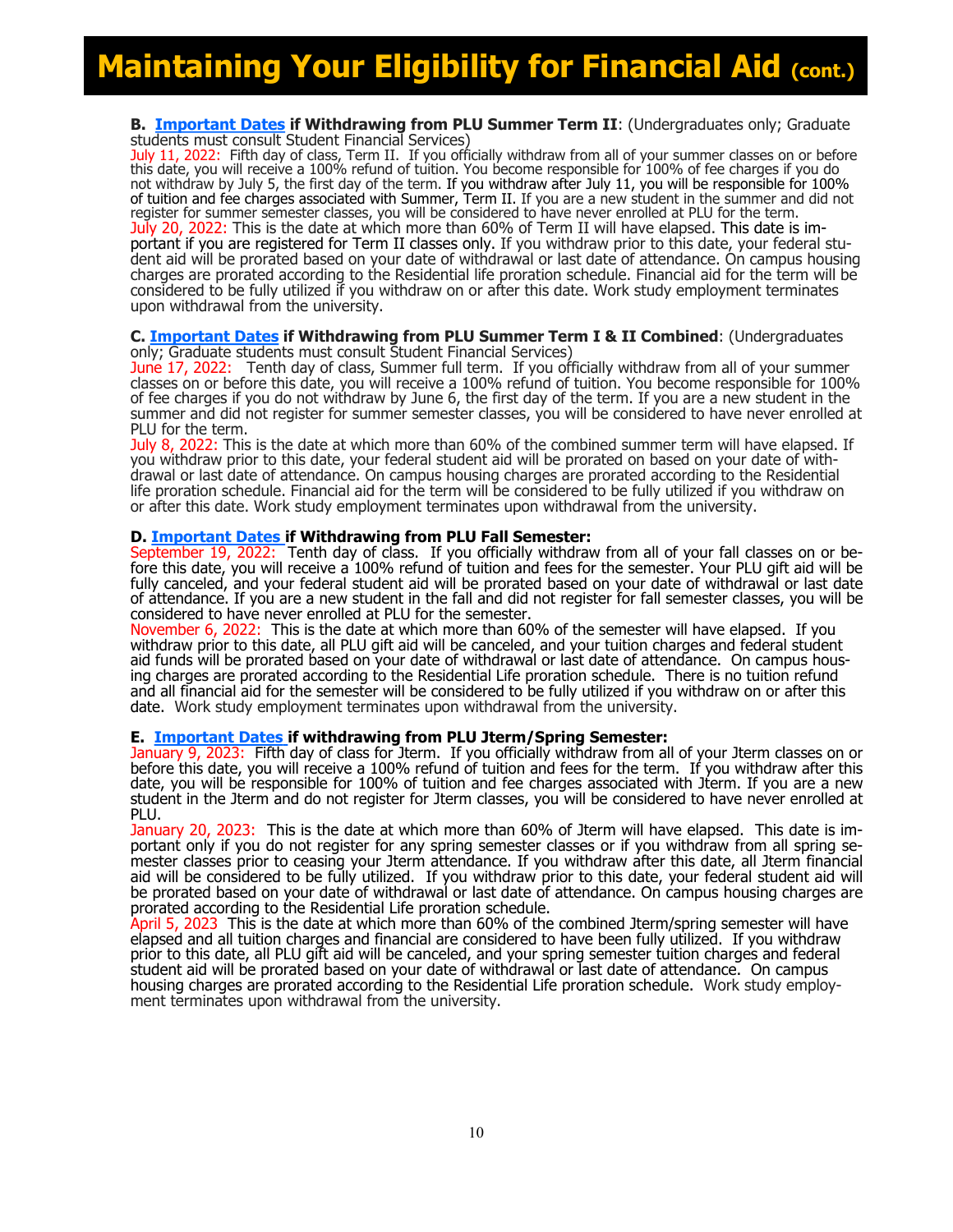# Maintaining Your Eligibility for Financial Aid (cont.)

**B. Important Dates if Withdrawing from PLU Summer Term II**: (Undergraduates only; Graduate students must consult Student Financial Services)

July 11, 2022: Fifth day of class, Term II. If you officially withdraw from all of your summer classes on or before this date, you will receive a 100% refund of tuition. You become responsible for 100% of fee charges if you do not withdraw by July 5, the first day of the term. If you withdraw after July 11, you will be responsible for 100% of tuition and fee charges associated with Summer, Term II. If you are a new student in the summer and did not register for summer semester classes, you will be considered to have never enrolled at PLU for the term.

July 20, 2022: This is the date at which more than 60% of Term II will have elapsed. This date is important if you are registered for Term II classes only. If you withdraw prior to this date, your federal student aid will be prorated based on your date of withdrawal or last date of attendance. On campus housing charges are prorated according to the Residential life proration schedule. Financial aid for the term will be considered to be fully utilized if you withdraw on or after this date. Work study employment terminates upon withdrawal from the university.

**C. Important Dates if Withdrawing from PLU Summer Term I & II Combined**: (Undergraduates only; Graduate students must consult Student Financial Services)

June 17, 2022: Tenth day of class, Summer full term. If you officially withdraw from all of your summer classes on or before this date, you will receive a 100% refund of tuition. You become responsible for 100% of fee charges if you do not withdraw by June 6, the first day of the term. If you are a new student in the summer and did not register for summer semester classes, you will be considered to have never enrolled at PLU for the term.

July 8, 2022: This is the date at which more than 60% of the combined summer term will have elapsed. If you withdraw prior to this date, your federal student aid will be prorated on based on your date of withdrawal or last date of attendance. On campus housing charges are prorated according to the Residential life proration schedule. Financial aid for the term will be considered to be fully utilized if you withdraw on or after this date. Work study employment terminates upon withdrawal from the university.

**D. Important Dates if Withdrawing from PLU Fall Semester:**

September 19, 2022: Tenth day of class. If you officially withdraw from all of your fall classes on or before this date, you will receive a 100% refund of tuition and fees for the semester. Your PLU gift aid will be fully canceled, and your federal student aid will be prorated based on your date of withdrawal or last date of attendance. If you are a new student in the fall and did not register for fall semester classes, you will be considered to have never enrolled at PLU for the semester.

November 6, 2022: This is the date at which more than 60% of the semester will have elapsed. If you withdraw prior to this date, all PLU gift aid will be canceled, and your tuition charges and federal student aid funds will be prorated based on your date of withdrawal or last date of attendance. On campus housing charges are prorated according to the Residential Life proration schedule. There is no tuition refund and all financial aid for the semester will be considered to be fully utilized if you withdraw on or after this date. Work study employment terminates upon withdrawal from the university.

**E. Important Dates if withdrawing from PLU Jterm/Spring Semester:**

January 9, 2023: Fifth day of class for Jterm. If you officially withdraw from all of your Jterm classes on or before this date, you will receive a 100% refund of tuition and fees for the term. If you withdraw after this date, you will be responsible for 100% of tuition and fee charges associated with Jterm. If you are a new student in the Jterm and do not register for Jterm classes, you will be considered to have never enrolled at PLU.

January 20, 2023: This is the date at which more than 60% of Jterm will have elapsed. This date is important only if you do not register for any spring semester classes or if you withdraw from all spring semester classes prior to ceasing your Jterm attendance. If you withdraw after this date, all Jterm financial aid will be considered to be fully utilized. If you withdraw prior to this date, your federal student aid will be prorated based on your date of withdrawal or last date of attendance. On campus housing charges are prorated according to the Residential Life proration schedule.

April 5, 2023 This is the date at which more than 60% of the combined Jterm/spring semester will have elapsed and all tuition charges and financial are considered to have been fully utilized. If you withdraw prior to this date, all PLU gift aid will be canceled, and your spring semester tuition charges and federal student aid will be prorated based on your date of withdrawal or last date of attendance. On campus housing charges are prorated according to the Residential Life proration schedule. Work study employment terminates upon withdrawal from the university.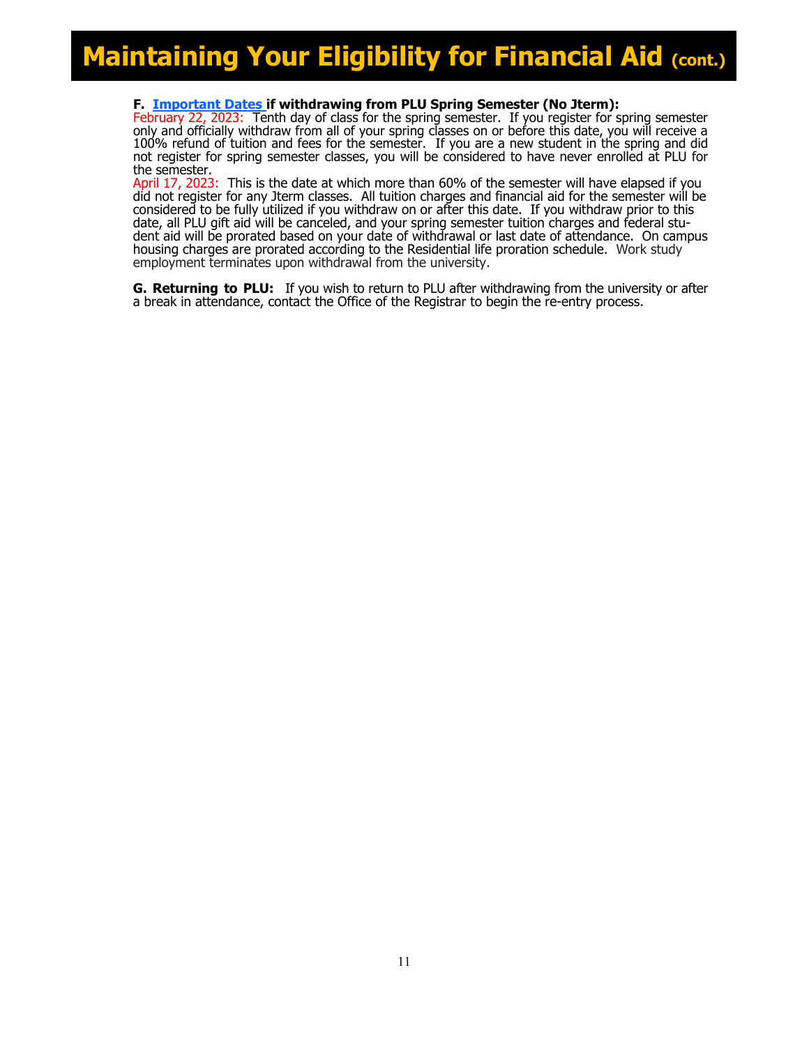# Maintaining Your Eligibility for Financial Aid (cont.)

**F. Important Dates if withdrawing from PLU Spring Semester (No Jterm):**

February 22, 2023: Tenth day of class for the spring semester. If you register for spring semester only and officially withdraw from all of your spring classes on or before this date, you will receive a 100% refund of tuition and fees for the semester. If you are a new student in the spring and did not register for spring semester classes, you will be considered to have never enrolled at PLU for the semester.

April 17, 2023: This is the date at which more than 60% of the semester will have elapsed if you did not register for any Jterm classes. All tuition charges and financial aid for the semester will be considered to be fully utilized if you withdraw on or after this date. If you withdraw prior to this date, all PLU gift aid will be canceled, and your spring semester tuition charges and federal student aid will be prorated based on your date of withdrawal or last date of attendance. On campus housing charges are prorated according to the Residential life proration schedule. Work study employment terminates upon withdrawal from the university.

**G. Returning to PLU:** If you wish to return to PLU after withdrawing from the university or after a break in attendance, contact the Office of the Registrar to begin the re-entry process.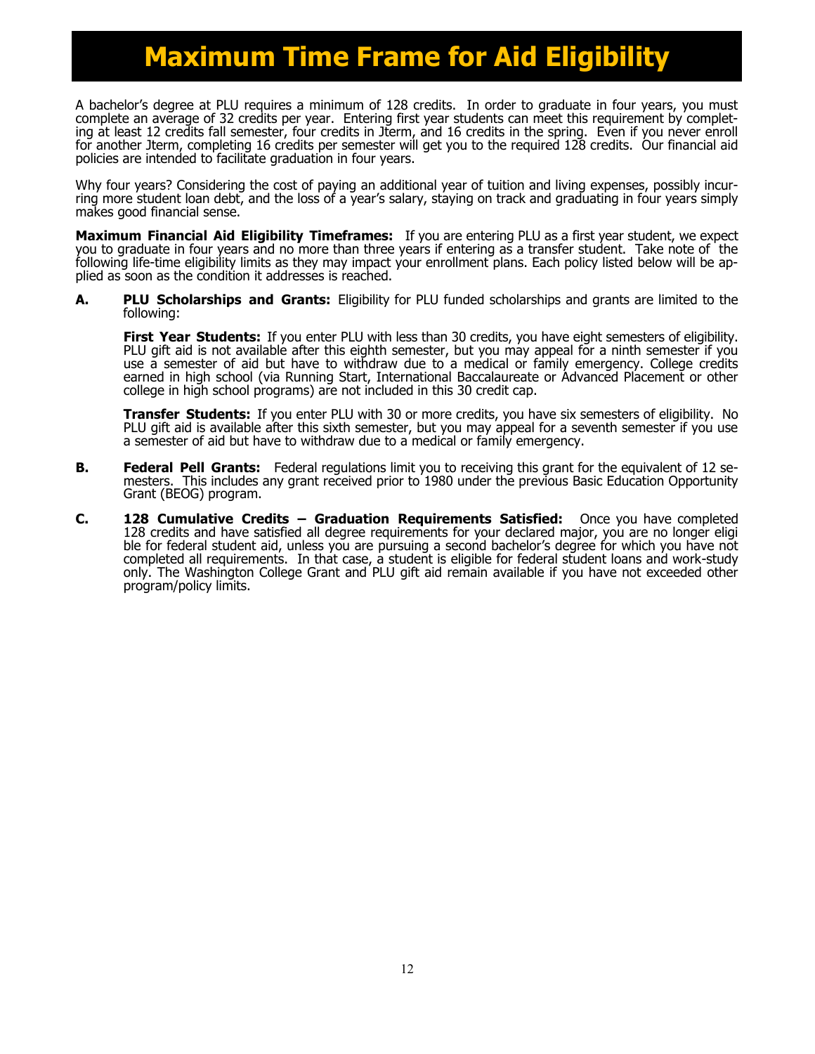# Maximum Time Frame for Aid Eligibility

A bachelor's degree at PLU requires a minimum of 128 credits. In order to graduate in four years, you must complete an average of 32 credits per year. Entering first year students can meet this requirement by completing at least 12 credits fall semester, four credits in Jterm, and 16 credits in the spring. Even if you never enroll for another Jterm, completing 16 credits per semester will get you to the required 128 credits. Our financial aid policies are intended to facilitate graduation in four years.

Why four years? Considering the cost of paying an additional year of tuition and living expenses, possibly incurring more student loan debt, and the loss of a year's salary, staying on track and graduating in four years simply makes good financial sense.

**Maximum Financial Aid Eligibility Timeframes:** If you are entering PLU as a first year student, we expect you to graduate in four years and no more than three years if entering as a transfer student. Take note of the following life-time eligibility limits as they may impact your enrollment plans. Each policy listed below will be applied as soon as the condition it addresses is reached.

**A. PLU Scholarships and Grants:** Eligibility for PLU funded scholarships and grants are limited to the following:

**First Year Students:** If you enter PLU with less than 30 credits, you have eight semesters of eligibility. PLU gift aid is not available after this eighth semester, but you may appeal for a ninth semester if you use a semester of aid but have to withdraw due to a medical or family emergency. College credits earned in high school (via Running Start, International Baccalaureate or Advanced Placement or other college in high school programs) are not included in this 30 credit cap.

**Transfer Students:** If you enter PLU with 30 or more credits, you have six semesters of eligibility. No PLU gift aid is available after this sixth semester, but you may appeal for a seventh semester if you use a semester of aid but have to withdraw due to a medical or family emergency.

**B. Federal Pell Grants:** Federal regulations limit you to receiving this grant for the equivalent of 12 semesters. This includes any grant received prior to 1980 under the previous Basic Education Opportunity Grant (BEOG) program.

**C. 128 Cumulative Credits – Graduation Requirements Satisfied:** Once you have completed 128 credits and have satisfied all degree requirements for your declared major, you are no longer eligible for federal student aid, unless you are pursuing a second bachelor's degree for which you have not completed all requirements. In that case, a student is eligible for federal student loans and work-study only. The Washington College Grant and PLU gift aid remain available if you have not exceeded other program/policy limits.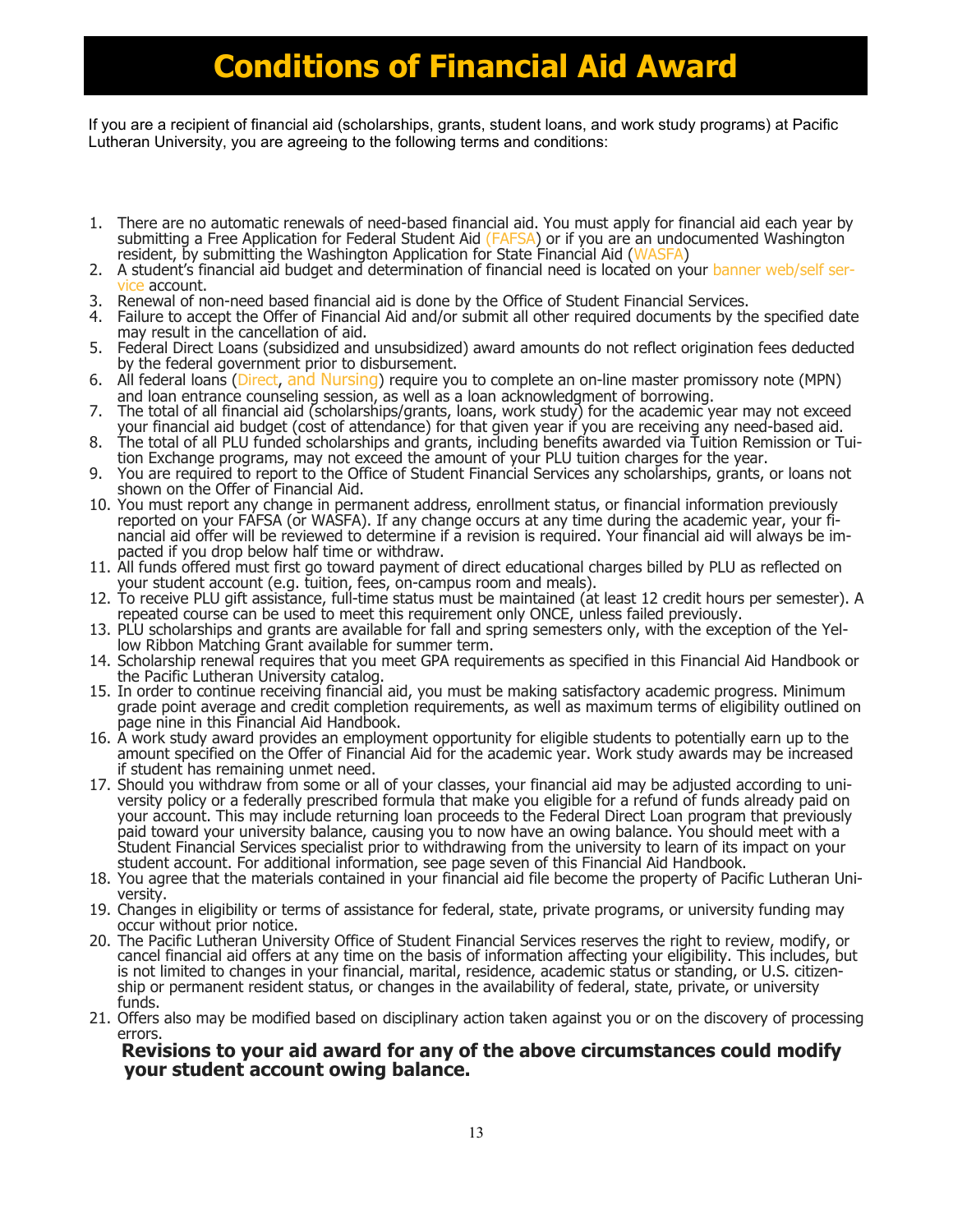# Conditions of Financial Aid Award

If you are a recipient of financial aid (scholarships, grants, student loans, and work study programs) at Pacific Lutheran University, you are agreeing to the following terms and conditions:

1. There are no automatic renewals of need-based financial aid. You must apply for financial aid each year by submitting a Free Application for Federal Student Aid (FAFSA) or if you are an undocumented Washington resident, by submitting the Washington Application for State Financial Aid (WASFA)
2. A student's financial aid budget and determination of financial need is located on your banner web/self service account.
3. Renewal of non-need based financial aid is done by the Office of Student Financial Services.
4. Failure to accept the Offer of Financial Aid and/or submit all other required documents by the specified date may result in the cancellation of aid.
5. Federal Direct Loans (subsidized and unsubsidized) award amounts do not reflect origination fees deducted by the federal government prior to disbursement.
6. All federal loans (Direct, and Nursing) require you to complete an on-line master promissory note (MPN) and loan entrance counseling session, as well as a loan acknowledgment of borrowing.
7. The total of all financial aid (scholarships/grants, loans, work study) for the academic year may not exceed your financial aid budget (cost of attendance) for that given year if you are receiving any need-based aid.
8. The total of all PLU funded scholarships and grants, including benefits awarded via Tuition Remission or Tuition Exchange programs, may not exceed the amount of your PLU tuition charges for the year.
9. You are required to report to the Office of Student Financial Services any scholarships, grants, or loans not shown on the Offer of Financial Aid.
10. You must report any change in permanent address, enrollment status, or financial information previously reported on your FAFSA (or WASFA). If any change occurs at any time during the academic year, your financial aid offer will be reviewed to determine if a revision is required. Your financial aid will always be impacted if you drop below half time or withdraw.
11. All funds offered must first go toward payment of direct educational charges billed by PLU as reflected on your student account (e.g. tuition, fees, on-campus room and meals).
12. To receive PLU gift assistance, full-time status must be maintained (at least 12 credit hours per semester). A repeated course can be used to meet this requirement only ONCE, unless failed previously.
13. PLU scholarships and grants are available for fall and spring semesters only, with the exception of the Yellow Ribbon Matching Grant available for summer term.
14. Scholarship renewal requires that you meet GPA requirements as specified in this Financial Aid Handbook or the Pacific Lutheran University catalog.
15. In order to continue receiving financial aid, you must be making satisfactory academic progress. Minimum grade point average and credit completion requirements, as well as maximum terms of eligibility outlined on page nine in this Financial Aid Handbook.
16. A work study award provides an employment opportunity for eligible students to potentially earn up to the amount specified on the Offer of Financial Aid for the academic year. Work study awards may be increased if student has remaining unmet need.
17. Should you withdraw from some or all of your classes, your financial aid may be adjusted according to university policy or a federally prescribed formula that make you eligible for a refund of funds already paid on your account. This may include returning loan proceeds to the Federal Direct Loan program that previously paid toward your university balance, causing you to now have an owing balance. You should meet with a Student Financial Services specialist prior to withdrawing from the university to learn of its impact on your student account. For additional information, see page seven of this Financial Aid Handbook.
18. You agree that the materials contained in your financial aid file become the property of Pacific Lutheran University.
19. Changes in eligibility or terms of assistance for federal, state, private programs, or university funding may occur without prior notice.
20. The Pacific Lutheran University Office of Student Financial Services reserves the right to review, modify, or cancel financial aid offers at any time on the basis of information affecting your eligibility. This includes, but is not limited to changes in your financial, marital, residence, academic status or standing, or U.S. citizenship or permanent resident status, or changes in the availability of federal, state, private, or university funds.
21. Offers also may be modified based on disciplinary action taken against you or on the discovery of processing errors.

**Revisions to your aid award for any of the above circumstances could modify your student account owing balance.**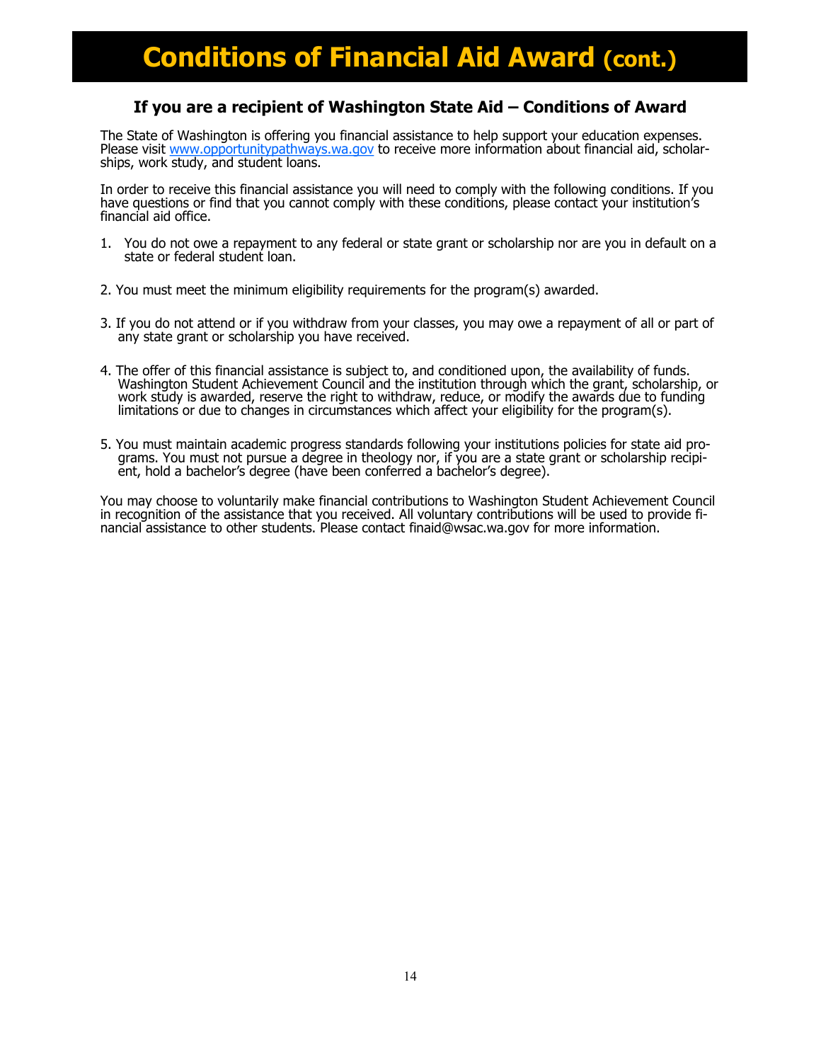# Conditions of Financial Aid Award (cont.)

## If you are a recipient of Washington State Aid – Conditions of Award

The State of Washington is offering you financial assistance to help support your education expenses. Please visit [www.opportunitypathways.wa.gov](http://www.opportunitypathways.wa.gov) to receive more information about financial aid, scholarships, work study, and student loans.

In order to receive this financial assistance you will need to comply with the following conditions. If you have questions or find that you cannot comply with these conditions, please contact your institution's financial aid office.

1. You do not owe a repayment to any federal or state grant or scholarship nor are you in default on a state or federal student loan.

2. You must meet the minimum eligibility requirements for the program(s) awarded.

3. If you do not attend or if you withdraw from your classes, you may owe a repayment of all or part of any state grant or scholarship you have received.

4. The offer of this financial assistance is subject to, and conditioned upon, the availability of funds. Washington Student Achievement Council and the institution through which the grant, scholarship, or work study is awarded, reserve the right to withdraw, reduce, or modify the awards due to funding limitations or due to changes in circumstances which affect your eligibility for the program(s).

5. You must maintain academic progress standards following your institutions policies for state aid programs. You must not pursue a degree in theology nor, if you are a state grant or scholarship recipient, hold a bachelor's degree (have been conferred a bachelor's degree).

You may choose to voluntarily make financial contributions to Washington Student Achievement Council in recognition of the assistance that you received. All voluntary contributions will be used to provide financial assistance to other students. Please contact finaid@wsac.wa.gov for more information.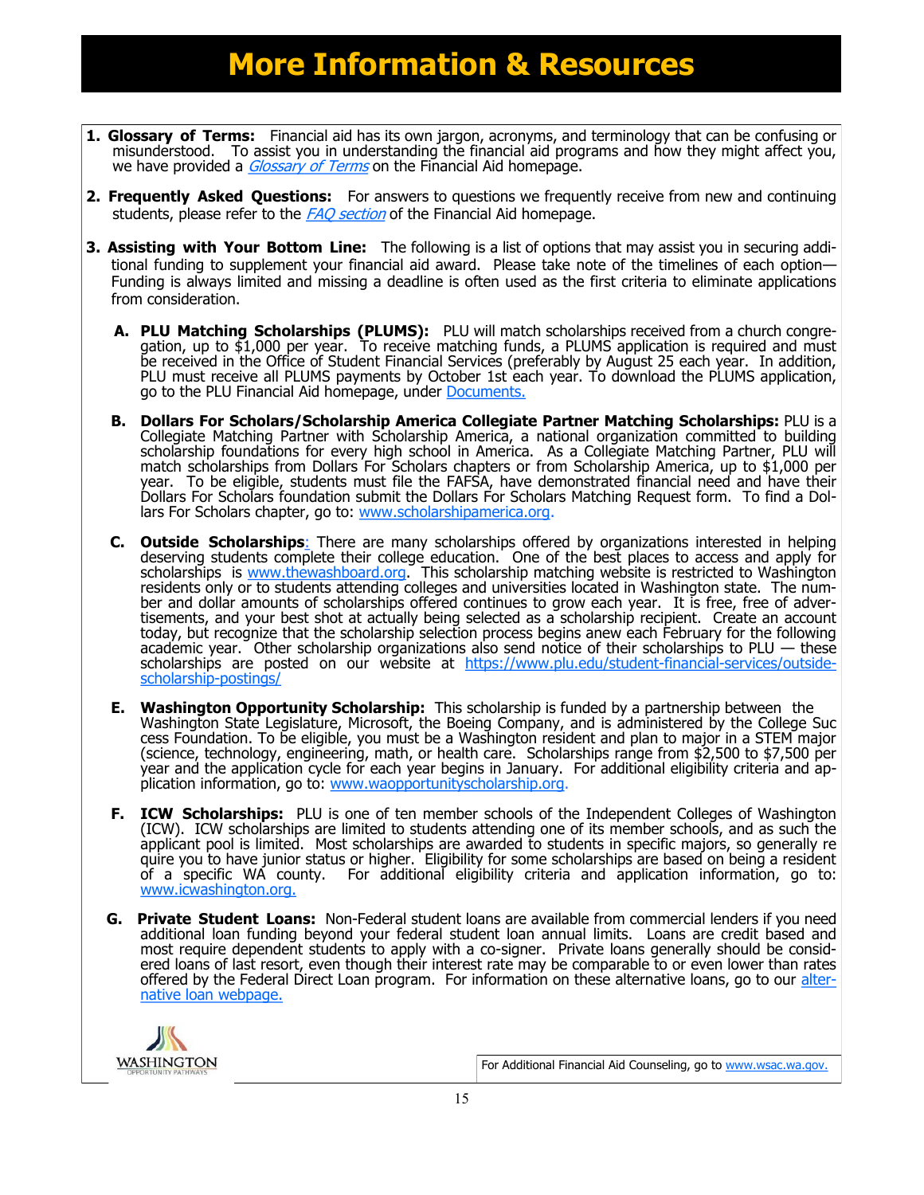# More Information & Resources

1. **Glossary of Terms:** Financial aid has its own jargon, acronyms, and terminology that can be confusing or misunderstood. To assist you in understanding the financial aid programs and how they might affect you, we have provided a *Glossary of Terms* on the Financial Aid homepage.

2. **Frequently Asked Questions:** For answers to questions we frequently receive from new and continuing students, please refer to the *FAQ section* of the Financial Aid homepage.

3. **Assisting with Your Bottom Line:** The following is a list of options that may assist you in securing additional funding to supplement your financial aid award. Please take note of the timelines of each option—Funding is always limited and missing a deadline is often used as the first criteria to eliminate applications from consideration.

   **A. PLU Matching Scholarships (PLUMS):** PLU will match scholarships received from a church congregation, up to $1,000 per year. To receive matching funds, a PLUMS application is required and must be received in the Office of Student Financial Services (preferably by August 25 each year. In addition, PLU must receive all PLUMS payments by October 1st each year. To download the PLUMS application, go to the PLU Financial Aid homepage, under Documents.

   **B. Dollars For Scholars/Scholarship America Collegiate Partner Matching Scholarships:** PLU is a Collegiate Matching Partner with Scholarship America, a national organization committed to building scholarship foundations for every high school in America. As a Collegiate Matching Partner, PLU will match scholarships from Dollars For Scholars chapters or from Scholarship America, up to $1,000 per year. To be eligible, students must file the FAFSA, have demonstrated financial need and have their Dollars For Scholars foundation submit the Dollars For Scholars Matching Request form. To find a Dollars For Scholars chapter, go to: www.scholarshipamerica.org.

   **C. Outside Scholarships:** There are many scholarships offered by organizations interested in helping deserving students complete their college education. One of the best places to access and apply for scholarships is www.thewashboard.org. This scholarship matching website is restricted to Washington residents only or to students attending colleges and universities located in Washington state. The number and dollar amounts of scholarships offered continues to grow each year. It is free, free of advertisements, and your best shot at actually being selected as a scholarship recipient. Create an account today, but recognize that the scholarship selection process begins anew each February for the following academic year. Other scholarship organizations also send notice of their scholarships to PLU — these scholarships are posted on our website at https://www.plu.edu/student-financial-services/outside-scholarship-postings/

   **E. Washington Opportunity Scholarship:** This scholarship is funded by a partnership between the Washington State Legislature, Microsoft, the Boeing Company, and is administered by the College Success Foundation. To be eligible, you must be a Washington resident and plan to major in a STEM major (science, technology, engineering, math, or health care. Scholarships range from $2,500 to $7,500 per year and the application cycle for each year begins in January. For additional eligibility criteria and application information, go to: www.waopportunityscholarship.org.

   **F. ICW Scholarships:** PLU is one of ten member schools of the Independent Colleges of Washington (ICW). ICW scholarships are limited to students attending one of its member schools, and as such the applicant pool is limited. Most scholarships are awarded to students in specific majors, so generally require you to have junior status or higher. Eligibility for some scholarships are based on being a resident of a specific WA county. For additional eligibility criteria and application information, go to: www.icwashington.org.

   **G. Private Student Loans:** Non-Federal student loans are available from commercial lenders if you need additional loan funding beyond your federal student loan annual limits. Loans are credit based and most require dependent students to apply with a co-signer. Private loans generally should be considered loans of last resort, even though their interest rate may be comparable to or even lower than rates offered by the Federal Direct Loan program. For information on these alternative loans, go to our alternative loan webpage.

WASHINGTON OPPORTUNITY PATHWAYS

For Additional Financial Aid Counseling, go to www.wsac.wa.gov.